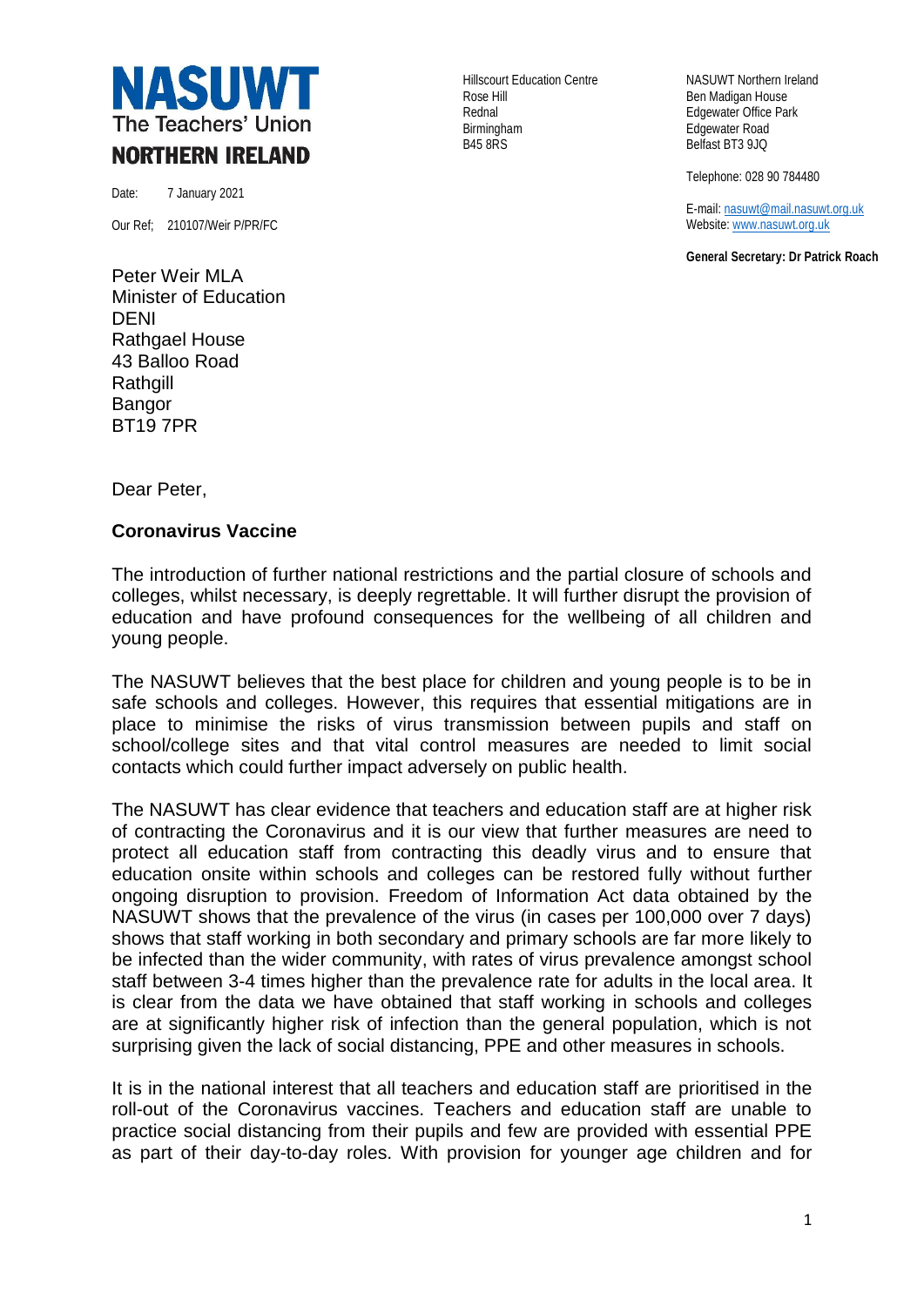**NASUWT**
The Teachers' Union
**NORTHERN IRELAND**

Hillscourt Education Centre
Rose Hill
Rednal
Birmingham
B45 8RS

NASUWT Northern Ireland
Ben Madigan House
Edgewater Office Park
Edgewater Road
Belfast BT3 9JQ

Telephone: 028 90 784480

E-mail: nasuwt@mail.nasuwt.org.uk
Website: www.nasuwt.org.uk

**General Secretary: Dr Patrick Roach**

Date: 7 January 2021

Our Ref; 210107/Weir P/PR/FC

Peter Weir MLA
Minister of Education
DENI
Rathgael House
43 Balloo Road
Rathgill
Bangor
BT19 7PR

Dear Peter,

**Coronavirus Vaccine**

The introduction of further national restrictions and the partial closure of schools and colleges, whilst necessary, is deeply regrettable. It will further disrupt the provision of education and have profound consequences for the wellbeing of all children and young people.

The NASUWT believes that the best place for children and young people is to be in safe schools and colleges. However, this requires that essential mitigations are in place to minimise the risks of virus transmission between pupils and staff on school/college sites and that vital control measures are needed to limit social contacts which could further impact adversely on public health.

The NASUWT has clear evidence that teachers and education staff are at higher risk of contracting the Coronavirus and it is our view that further measures are need to protect all education staff from contracting this deadly virus and to ensure that education onsite within schools and colleges can be restored fully without further ongoing disruption to provision. Freedom of Information Act data obtained by the NASUWT shows that the prevalence of the virus (in cases per 100,000 over 7 days) shows that staff working in both secondary and primary schools are far more likely to be infected than the wider community, with rates of virus prevalence amongst school staff between 3-4 times higher than the prevalence rate for adults in the local area. It is clear from the data we have obtained that staff working in schools and colleges are at significantly higher risk of infection than the general population, which is not surprising given the lack of social distancing, PPE and other measures in schools.

It is in the national interest that all teachers and education staff are prioritised in the roll-out of the Coronavirus vaccines. Teachers and education staff are unable to practice social distancing from their pupils and few are provided with essential PPE as part of their day-to-day roles. With provision for younger age children and for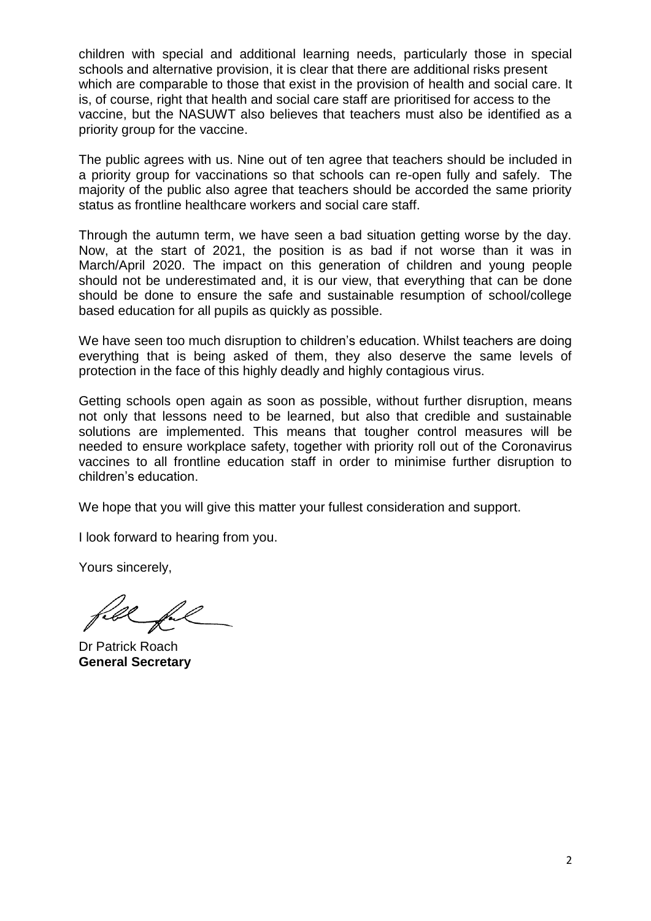children with special and additional learning needs, particularly those in special schools and alternative provision, it is clear that there are additional risks present which are comparable to those that exist in the provision of health and social care. It is, of course, right that health and social care staff are prioritised for access to the vaccine, but the NASUWT also believes that teachers must also be identified as a priority group for the vaccine.

The public agrees with us. Nine out of ten agree that teachers should be included in a priority group for vaccinations so that schools can re-open fully and safely. The majority of the public also agree that teachers should be accorded the same priority status as frontline healthcare workers and social care staff.

Through the autumn term, we have seen a bad situation getting worse by the day. Now, at the start of 2021, the position is as bad if not worse than it was in March/April 2020. The impact on this generation of children and young people should not be underestimated and, it is our view, that everything that can be done should be done to ensure the safe and sustainable resumption of school/college based education for all pupils as quickly as possible.

We have seen too much disruption to children's education. Whilst teachers are doing everything that is being asked of them, they also deserve the same levels of protection in the face of this highly deadly and highly contagious virus.

Getting schools open again as soon as possible, without further disruption, means not only that lessons need to be learned, but also that credible and sustainable solutions are implemented. This means that tougher control measures will be needed to ensure workplace safety, together with priority roll out of the Coronavirus vaccines to all frontline education staff in order to minimise further disruption to children's education.

We hope that you will give this matter your fullest consideration and support.

I look forward to hearing from you.

Yours sincerely,

Dr Patrick Roach
**General Secretary**